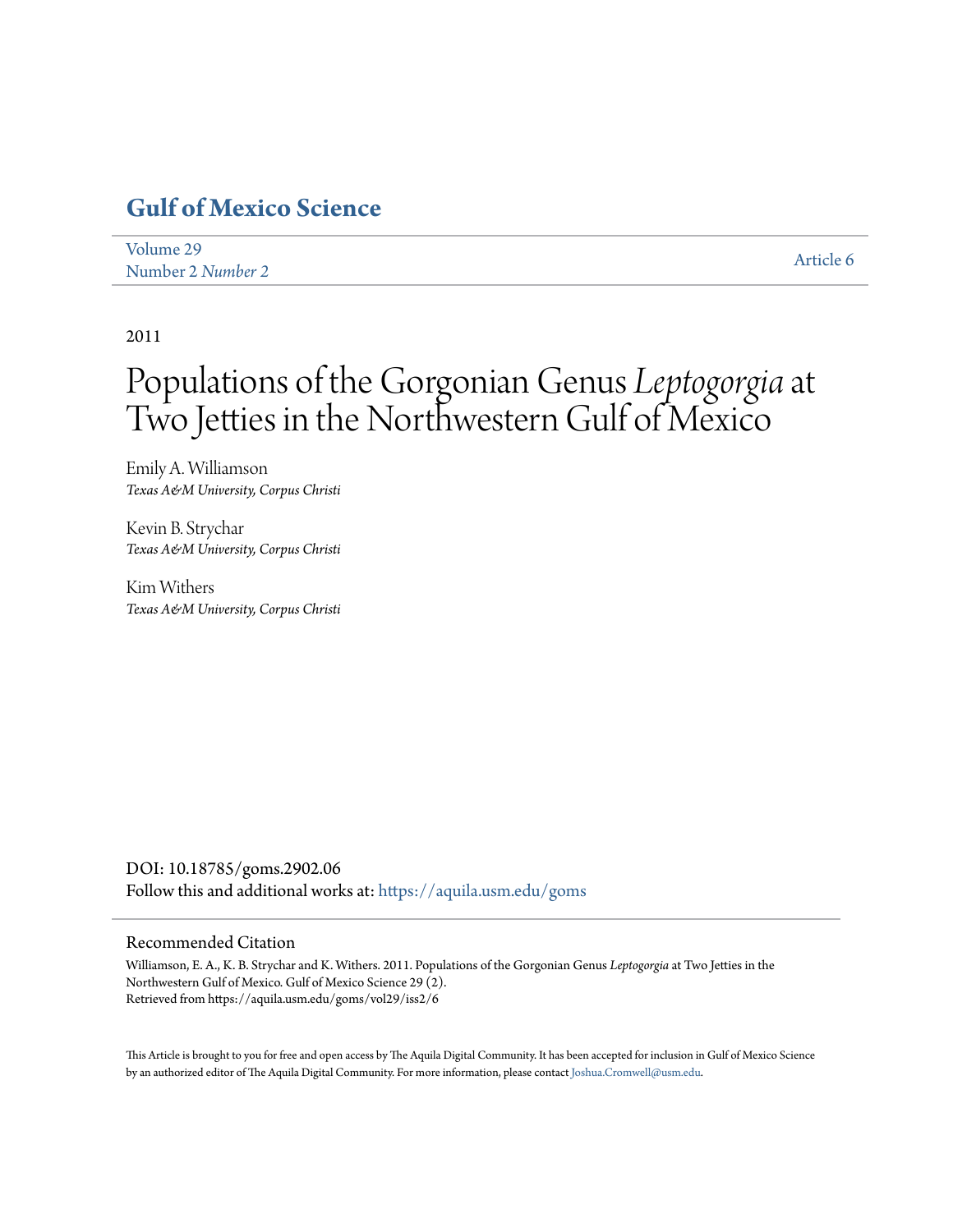# Gulf of Mexico Science

Volume 29
Number 2 *Number 2*

Article 6

2011

# Populations of the Gorgonian Genus *Leptogorgia* at Two Jetties in the Northwestern Gulf of Mexico

Emily A. Williamson
*Texas A&M University, Corpus Christi*

Kevin B. Strychar
*Texas A&M University, Corpus Christi*

Kim Withers
*Texas A&M University, Corpus Christi*

DOI: 10.18785/goms.2902.06
Follow this and additional works at: https://aquila.usm.edu/goms

## Recommended Citation

Williamson, E. A., K. B. Strychar and K. Withers. 2011. Populations of the Gorgonian Genus *Leptogorgia* at Two Jetties in the Northwestern Gulf of Mexico. Gulf of Mexico Science 29 (2).
Retrieved from https://aquila.usm.edu/goms/vol29/iss2/6

This Article is brought to you for free and open access by The Aquila Digital Community. It has been accepted for inclusion in Gulf of Mexico Science by an authorized editor of The Aquila Digital Community. For more information, please contact Joshua.Cromwell@usm.edu.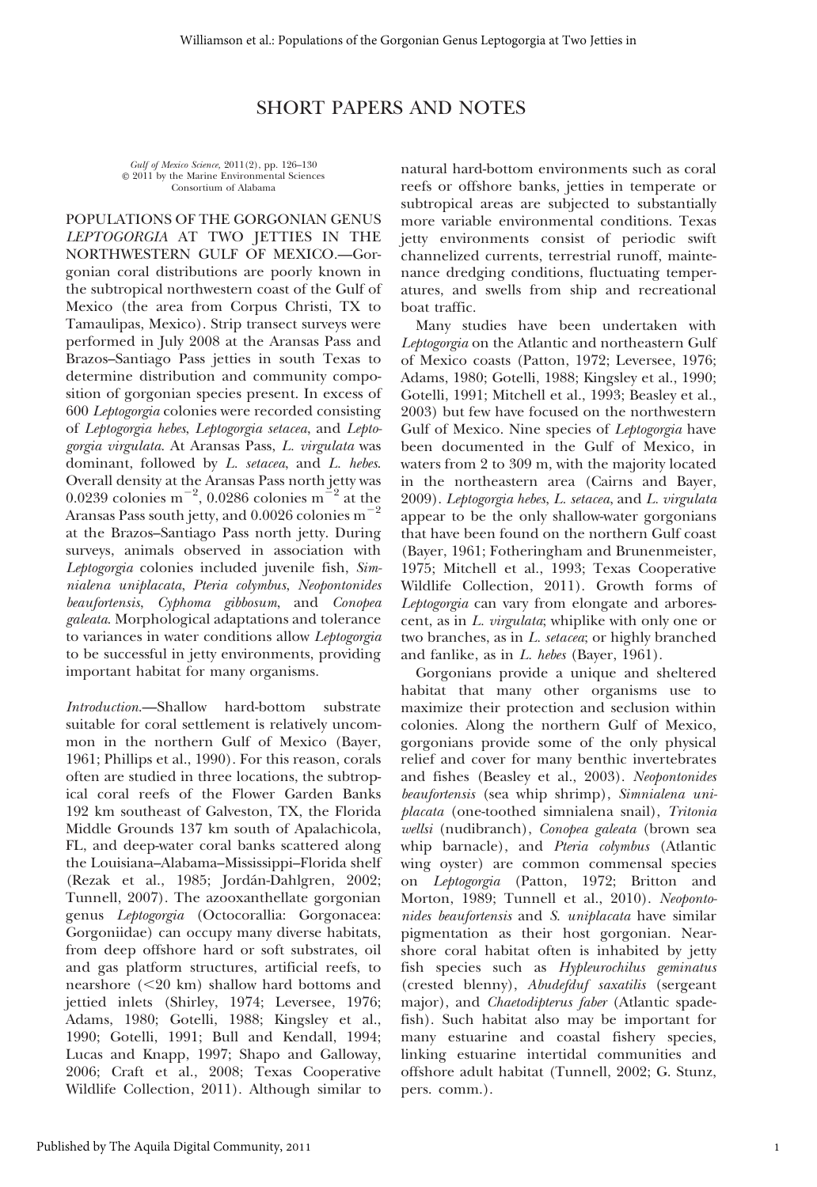# SHORT PAPERS AND NOTES

*Gulf of Mexico Science*, 2011(2), pp. 126–130
© 2011 by the Marine Environmental Sciences Consortium of Alabama

POPULATIONS OF THE GORGONIAN GENUS *LEPTOGORGIA* AT TWO JETTIES IN THE NORTHWESTERN GULF OF MEXICO.—Gorgonian coral distributions are poorly known in the subtropical northwestern coast of the Gulf of Mexico (the area from Corpus Christi, TX to Tamaulipas, Mexico). Strip transect surveys were performed in July 2008 at the Aransas Pass and Brazos–Santiago Pass jetties in south Texas to determine distribution and community composition of gorgonian species present. In excess of 600 *Leptogorgia* colonies were recorded consisting of *Leptogorgia hebes*, *Leptogorgia setacea*, and *Leptogorgia virgulata*. At Aransas Pass, *L. virgulata* was dominant, followed by *L. setacea*, and *L. hebes*. Overall density at the Aransas Pass north jetty was 0.0239 colonies $m^{-2}$, 0.0286 colonies $m^{-2}$ at the Aransas Pass south jetty, and 0.0026 colonies $m^{-2}$ at the Brazos–Santiago Pass north jetty. During surveys, animals observed in association with *Leptogorgia* colonies included juvenile fish, *Simnialena uniplacata*, *Pteria colymbus*, *Neopontonides beaufortensis*, *Cyphoma gibbosum*, and *Conopea galeata*. Morphological adaptations and tolerance to variances in water conditions allow *Leptogorgia* to be successful in jetty environments, providing important habitat for many organisms.

*Introduction.*—Shallow hard-bottom substrate suitable for coral settlement is relatively uncommon in the northern Gulf of Mexico (Bayer, 1961; Phillips et al., 1990). For this reason, corals often are studied in three locations, the subtropical coral reefs of the Flower Garden Banks 192 km southeast of Galveston, TX, the Florida Middle Grounds 137 km south of Apalachicola, FL, and deep-water coral banks scattered along the Louisiana–Alabama–Mississippi–Florida shelf (Rezak et al., 1985; Jordán-Dahlgren, 2002; Tunnell, 2007). The azooxanthellate gorgonian genus *Leptogorgia* (Octocorallia: Gorgonacea: Gorgoniidae) can occupy many diverse habitats, from deep offshore hard or soft substrates, oil and gas platform structures, artificial reefs, to nearshore (<20 km) shallow hard bottoms and jettied inlets (Shirley, 1974; Leversee, 1976; Adams, 1980; Gotelli, 1988; Kingsley et al., 1990; Gotelli, 1991; Bull and Kendall, 1994; Lucas and Knapp, 1997; Shapo and Galloway, 2006; Craft et al., 2008; Texas Cooperative Wildlife Collection, 2011). Although similar to natural hard-bottom environments such as coral reefs or offshore banks, jetties in temperate or subtropical areas are subjected to substantially more variable environmental conditions. Texas jetty environments consist of periodic swift channelized currents, terrestrial runoff, maintenance dredging conditions, fluctuating temperatures, and swells from ship and recreational boat traffic.

Many studies have been undertaken with *Leptogorgia* on the Atlantic and northeastern Gulf of Mexico coasts (Patton, 1972; Leversee, 1976; Adams, 1980; Gotelli, 1988; Kingsley et al., 1990; Gotelli, 1991; Mitchell et al., 1993; Beasley et al., 2003) but few have focused on the northwestern Gulf of Mexico. Nine species of *Leptogorgia* have been documented in the Gulf of Mexico, in waters from 2 to 309 m, with the majority located in the northeastern area (Cairns and Bayer, 2009). *Leptogorgia hebes*, *L. setacea*, and *L. virgulata* appear to be the only shallow-water gorgonians that have been found on the northern Gulf coast (Bayer, 1961; Fotheringham and Brunenmeister, 1975; Mitchell et al., 1993; Texas Cooperative Wildlife Collection, 2011). Growth forms of *Leptogorgia* can vary from elongate and arborescent, as in *L. virgulata*; whiplike with only one or two branches, as in *L. setacea*; or highly branched and fanlike, as in *L. hebes* (Bayer, 1961).

Gorgonians provide a unique and sheltered habitat that many other organisms use to maximize their protection and seclusion within colonies. Along the northern Gulf of Mexico, gorgonians provide some of the only physical relief and cover for many benthic invertebrates and fishes (Beasley et al., 2003). *Neopontonides beaufortensis* (sea whip shrimp), *Simnialena uniplacata* (one-toothed simnialena snail), *Tritonia wellsi* (nudibranch), *Conopea galeata* (brown sea whip barnacle), and *Pteria colymbus* (Atlantic wing oyster) are common commensal species on *Leptogorgia* (Patton, 1972; Britton and Morton, 1989; Tunnell et al., 2010). *Neopontonides beaufortensis* and *S. uniplacata* have similar pigmentation as their host gorgonian. Nearshore coral habitat often is inhabited by jetty fish species such as *Hypleurochilus geminatus* (crested blenny), *Abudefduf saxatilis* (sergeant major), and *Chaetodipterus faber* (Atlantic spadefish). Such habitat also may be important for many estuarine and coastal fishery species, linking estuarine intertidal communities and offshore adult habitat (Tunnell, 2002; G. Stunz, pers. comm.).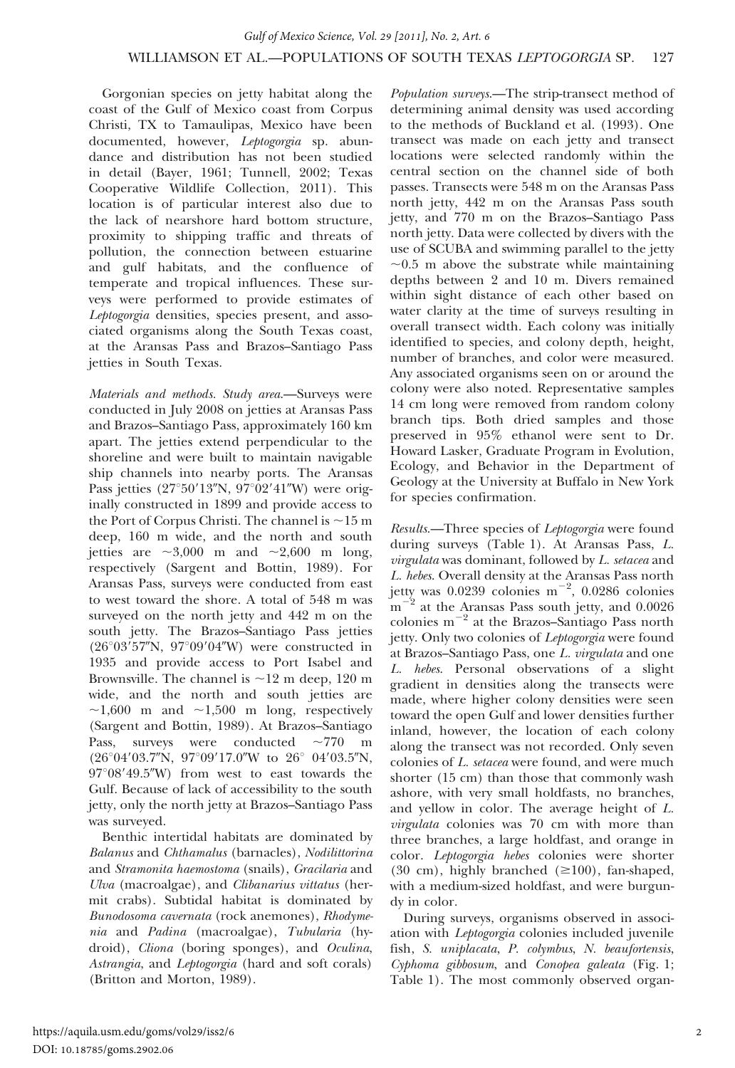Gorgonian species on jetty habitat along the coast of the Gulf of Mexico coast from Corpus Christi, TX to Tamaulipas, Mexico have been documented, however, *Leptogorgia* sp. abundance and distribution has not been studied in detail (Bayer, 1961; Tunnell, 2002; Texas Cooperative Wildlife Collection, 2011). This location is of particular interest also due to the lack of nearshore hard bottom structure, proximity to shipping traffic and threats of pollution, the connection between estuarine and gulf habitats, and the confluence of temperate and tropical influences. These surveys were performed to provide estimates of *Leptogorgia* densities, species present, and associated organisms along the South Texas coast, at the Aransas Pass and Brazos–Santiago Pass jetties in South Texas.

*Materials and methods. Study area.*—Surveys were conducted in July 2008 on jetties at Aransas Pass and Brazos–Santiago Pass, approximately 160 km apart. The jetties extend perpendicular to the shoreline and were built to maintain navigable ship channels into nearby ports. The Aransas Pass jetties (27°50′13″N, 97°02′41″W) were originally constructed in 1899 and provide access to the Port of Corpus Christi. The channel is ~15 m deep, 160 m wide, and the north and south jetties are ~3,000 m and ~2,600 m long, respectively (Sargent and Bottin, 1989). For Aransas Pass, surveys were conducted from east to west toward the shore. A total of 548 m was surveyed on the north jetty and 442 m on the south jetty. The Brazos–Santiago Pass jetties (26°03′57″N, 97°09′04″W) were constructed in 1935 and provide access to Port Isabel and Brownsville. The channel is ~12 m deep, 120 m wide, and the north and south jetties are ~1,600 m and ~1,500 m long, respectively (Sargent and Bottin, 1989). At Brazos–Santiago Pass, surveys were conducted ~770 m (26°04′03.7″N, 97°09′17.0″W to 26° 04′03.5″N, 97°08′49.5″W) from west to east towards the Gulf. Because of lack of accessibility to the south jetty, only the north jetty at Brazos–Santiago Pass was surveyed.

Benthic intertidal habitats are dominated by *Balanus* and *Chthamalus* (barnacles), *Nodilittorina* and *Stramonita haemostoma* (snails), *Gracilaria* and *Ulva* (macroalgae), and *Clibanarius vittatus* (hermit crabs). Subtidal habitat is dominated by *Bunodosoma cavernata* (rock anemones), *Rhodymenia* and *Padina* (macroalgae), *Tubularia* (hydroid), *Cliona* (boring sponges), and *Oculina*, *Astrangia*, and *Leptogorgia* (hard and soft corals) (Britton and Morton, 1989).

*Population surveys.*—The strip-transect method of determining animal density was used according to the methods of Buckland et al. (1993). One transect was made on each jetty and transect locations were selected randomly within the central section on the channel side of both passes. Transects were 548 m on the Aransas Pass north jetty, 442 m on the Aransas Pass south jetty, and 770 m on the Brazos–Santiago Pass north jetty. Data were collected by divers with the use of SCUBA and swimming parallel to the jetty ~0.5 m above the substrate while maintaining depths between 2 and 10 m. Divers remained within sight distance of each other based on water clarity at the time of surveys resulting in overall transect width. Each colony was initially identified to species, and colony depth, height, number of branches, and color were measured. Any associated organisms seen on or around the colony were also noted. Representative samples 14 cm long were removed from random colony branch tips. Both dried samples and those preserved in 95% ethanol were sent to Dr. Howard Lasker, Graduate Program in Evolution, Ecology, and Behavior in the Department of Geology at the University at Buffalo in New York for species confirmation.

*Results.*—Three species of *Leptogorgia* were found during surveys (Table 1). At Aransas Pass, *L. virgulata* was dominant, followed by *L. setacea* and *L. hebes*. Overall density at the Aransas Pass north jetty was 0.0239 colonies $m^{-2}$, 0.0286 colonies $m^{-2}$ at the Aransas Pass south jetty, and 0.0026 colonies $m^{-2}$ at the Brazos–Santiago Pass north jetty. Only two colonies of *Leptogorgia* were found at Brazos–Santiago Pass, one *L. virgulata* and one *L. hebes*. Personal observations of a slight gradient in densities along the transects were made, where higher colony densities were seen toward the open Gulf and lower densities further inland, however, the location of each colony along the transect was not recorded. Only seven colonies of *L. setacea* were found, and were much shorter (15 cm) than those that commonly wash ashore, with very small holdfasts, no branches, and yellow in color. The average height of *L. virgulata* colonies was 70 cm with more than three branches, a large holdfast, and orange in color. *Leptogorgia hebes* colonies were shorter (30 cm), highly branched (≥100), fan-shaped, with a medium-sized holdfast, and were burgundy in color.

During surveys, organisms observed in association with *Leptogorgia* colonies included juvenile fish, *S. uniplacata*, *P. columbus*, *N. beaufortensis*, *Cyphoma gibbosum*, and *Conopea galeata* (Fig. 1; Table 1). The most commonly observed organ-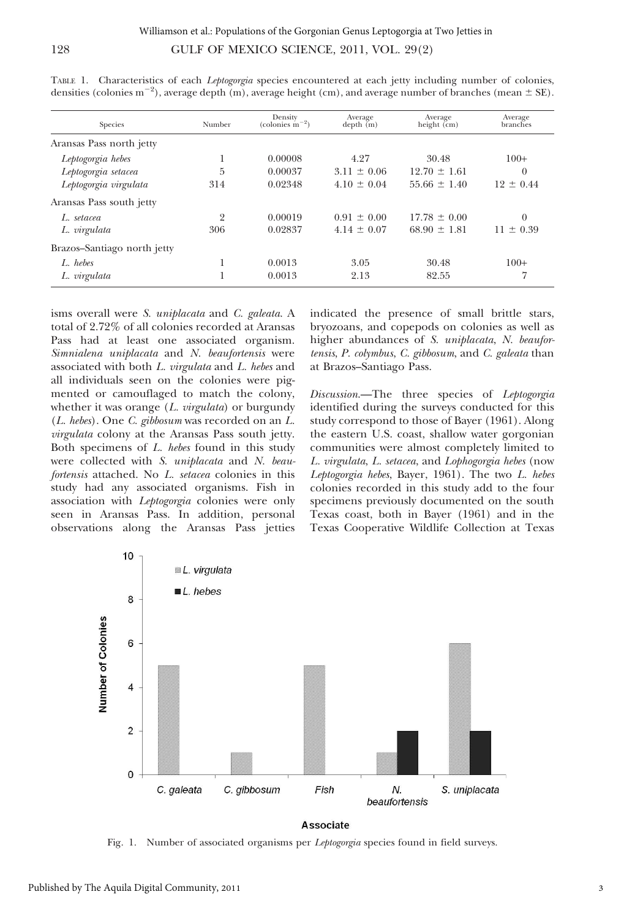TABLE 1. Characteristics of each *Leptogorgia* species encountered at each jetty including number of colonies, densities (colonies $m^{-2}$), average depth (m), average height (cm), and average number of branches (mean ± SE).

| Species | Number | Density (colonies $m^{-2}$) | Average depth (m) | Average height (cm) | Average branches |
|---|---|---|---|---|---|
| Aransas Pass north jetty | | | | | |
| *Leptogorgia hebes* | 1 | 0.00008 | 4.27 | 30.48 | 100+ |
| *Leptogorgia setacea* | 5 | 0.00037 | 3.11 ± 0.06 | 12.70 ± 1.61 | 0 |
| *Leptogorgia virgulata* | 314 | 0.02348 | 4.10 ± 0.04 | 55.66 ± 1.40 | 12 ± 0.44 |
| Aransas Pass south jetty | | | | | |
| *L. setacea* | 2 | 0.00019 | 0.91 ± 0.00 | 17.78 ± 0.00 | 0 |
| *L. virgulata* | 306 | 0.02837 | 4.14 ± 0.07 | 68.90 ± 1.81 | 11 ± 0.39 |
| Brazos–Santiago north jetty | | | | | |
| *L. hebes* | 1 | 0.0013 | 3.05 | 30.48 | 100+ |
| *L. virgulata* | 1 | 0.0013 | 2.13 | 82.55 | 7 |

isms overall were *S. uniplacata* and *C. galeata*. A total of 2.72% of all colonies recorded at Aransas Pass had at least one associated organism. *Simnialena uniplacata* and *N. beaufortensis* were associated with both *L. virgulata* and *L. hebes* and all individuals seen on the colonies were pigmented or camouflaged to match the colony, whether it was orange (*L. virgulata*) or burgundy (*L. hebes*). One *C. gibbosum* was recorded on an *L. virgulata* colony at the Aransas Pass south jetty. Both specimens of *L. hebes* found in this study were collected with *S. uniplacata* and *N. beaufortensis* attached. No *L. setacea* colonies in this study had any associated organisms. Fish in association with *Leptogorgia* colonies were only seen in Aransas Pass. In addition, personal observations along the Aransas Pass jetties indicated the presence of small brittle stars, bryozoans, and copepods on colonies as well as higher abundances of *S. uniplacata*, *N. beaufortensis*, *P. colymbus*, *C. gibbosum*, and *C. galeata* than at Brazos–Santiago Pass.

*Discussion.*—The three species of *Leptogorgia* identified during the surveys conducted for this study correspond to those of Bayer (1961). Along the eastern U.S. coast, shallow water gorgonian communities were almost completely limited to *L. virgulata*, *L. setacea*, and *Lophogorgia hebes* (now *Leptogorgia hebes*, Bayer, 1961). The two *L. hebes* colonies recorded in this study add to the four specimens previously documented on the south Texas coast, both in Bayer (1961) and in the Texas Cooperative Wildlife Collection at Texas

Fig. 1. Number of associated organisms per *Leptogorgia* species found in field surveys.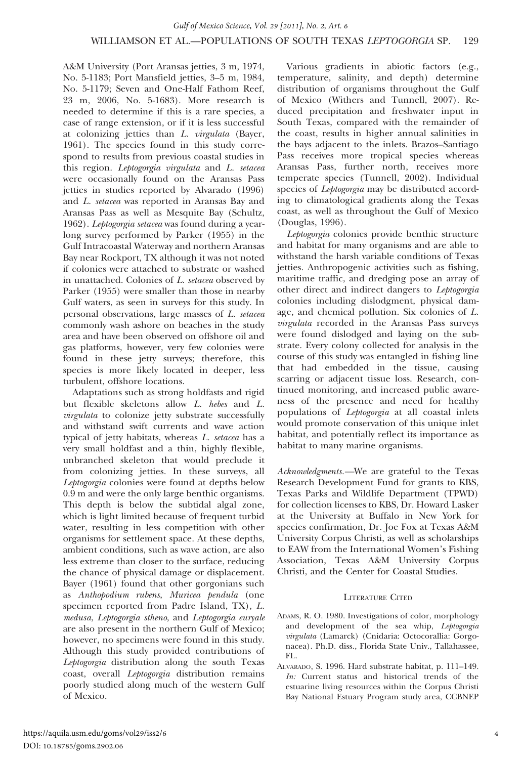A&M University (Port Aransas jetties, 3 m, 1974, No. 5-1183; Port Mansfield jetties, 3–5 m, 1984, No. 5-1179; Seven and One-Half Fathom Reef, 23 m, 2006, No. 5-1683). More research is needed to determine if this is a rare species, a case of range extension, or if it is less successful at colonizing jetties than *L. virgulata* (Bayer, 1961). The species found in this study correspond to results from previous coastal studies in this region. *Leptogorgia virgulata* and *L. setacea* were occasionally found on the Aransas Pass jetties in studies reported by Alvarado (1996) and *L. setacea* was reported in Aransas Bay and Aransas Pass as well as Mesquite Bay (Schultz, 1962). *Leptogorgia setacea* was found during a yearlong survey performed by Parker (1955) in the Gulf Intracoastal Waterway and northern Aransas Bay near Rockport, TX although it was not noted if colonies were attached to substrate or washed in unattached. Colonies of *L. setacea* observed by Parker (1955) were smaller than those in nearby Gulf waters, as seen in surveys for this study. In personal observations, large masses of *L. setacea* commonly wash ashore on beaches in the study area and have been observed on offshore oil and gas platforms, however, very few colonies were found in these jetty surveys; therefore, this species is more likely located in deeper, less turbulent, offshore locations.

Adaptations such as strong holdfasts and rigid but flexible skeletons allow *L. hebes* and *L. virgulata* to colonize jetty substrate successfully and withstand swift currents and wave action typical of jetty habitats, whereas *L. setacea* has a very small holdfast and a thin, highly flexible, unbranched skeleton that would preclude it from colonizing jetties. In these surveys, all *Leptogorgia* colonies were found at depths below 0.9 m and were the only large benthic organisms. This depth is below the subtidal algal zone, which is light limited because of frequent turbid water, resulting in less competition with other organisms for settlement space. At these depths, ambient conditions, such as wave action, are also less extreme than closer to the surface, reducing the chance of physical damage or displacement. Bayer (1961) found that other gorgonians such as *Anthopodium rubens*, *Muricea pendula* (one specimen reported from Padre Island, TX), *L. medusa*, *Leptogorgia stheno*, and *Leptogorgia euryale* are also present in the northern Gulf of Mexico; however, no specimens were found in this study. Although this study provided contributions of *Leptogorgia* distribution along the south Texas coast, overall *Leptogorgia* distribution remains poorly studied along much of the western Gulf of Mexico.

Various gradients in abiotic factors (e.g., temperature, salinity, and depth) determine distribution of organisms throughout the Gulf of Mexico (Withers and Tunnell, 2007). Reduced precipitation and freshwater input in South Texas, compared with the remainder of the coast, results in higher annual salinities in the bays adjacent to the inlets. Brazos–Santiago Pass receives more tropical species whereas Aransas Pass, further north, receives more temperate species (Tunnell, 2002). Individual species of *Leptogorgia* may be distributed according to climatological gradients along the Texas coast, as well as throughout the Gulf of Mexico (Douglas, 1996).

*Leptogorgia* colonies provide benthic structure and habitat for many organisms and are able to withstand the harsh variable conditions of Texas jetties. Anthropogenic activities such as fishing, maritime traffic, and dredging pose an array of other direct and indirect dangers to *Leptogorgia* colonies including dislodgment, physical damage, and chemical pollution. Six colonies of *L. virgulata* recorded in the Aransas Pass surveys were found dislodged and laying on the substrate. Every colony collected for analysis in the course of this study was entangled in fishing line that had embedded in the tissue, causing scarring or adjacent tissue loss. Research, continued monitoring, and increased public awareness of the presence and need for healthy populations of *Leptogorgia* at all coastal inlets would promote conservation of this unique inlet habitat, and potentially reflect its importance as habitat to many marine organisms.

*Acknowledgments.*—We are grateful to the Texas Research Development Fund for grants to KBS, Texas Parks and Wildlife Department (TPWD) for collection licenses to KBS, Dr. Howard Lasker at the University at Buffalo in New York for species confirmation, Dr. Joe Fox at Texas A&M University Corpus Christi, as well as scholarships to EAW from the International Women's Fishing Association, Texas A&M University Corpus Christi, and the Center for Coastal Studies.

## Literature Cited

Adams, R. O. 1980. Investigations of color, morphology and development of the sea whip, *Leptogorgia virgulata* (Lamarck) (Cnidaria: Octocorallia: Gorgonacea). Ph.D. diss., Florida State Univ., Tallahassee, FL.

Alvarado, S. 1996. Hard substrate habitat, p. 111–149. *In:* Current status and historical trends of the estuarine living resources within the Corpus Christi Bay National Estuary Program study area, CCBNEP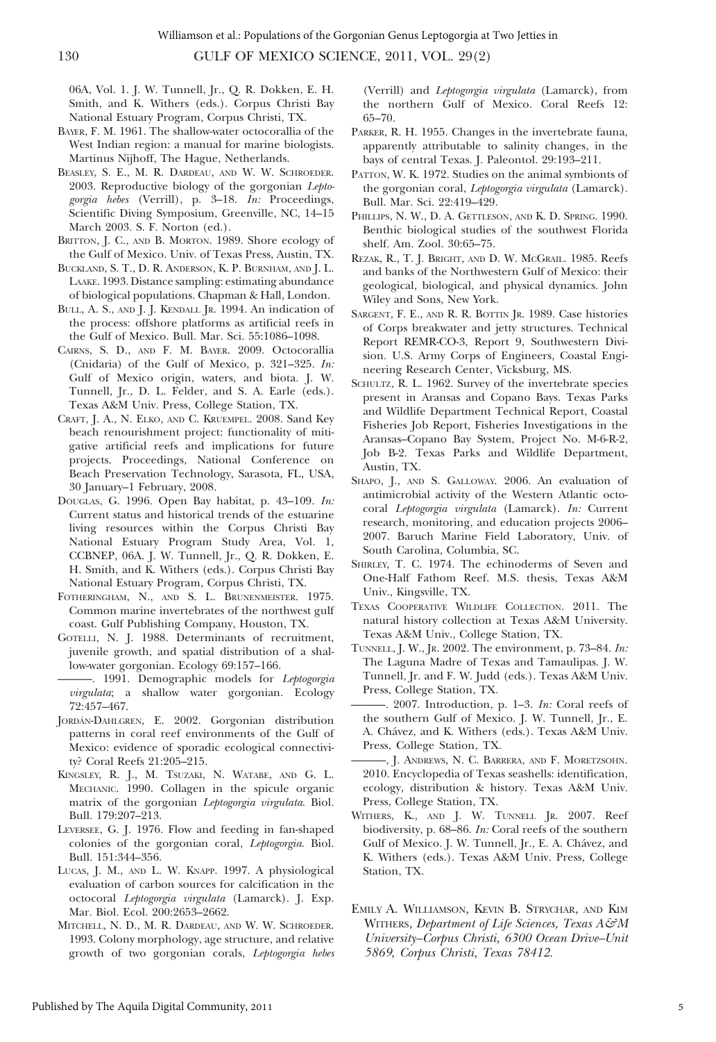06A, Vol. 1. J. W. Tunnell, Jr., Q. R. Dokken, E. H. Smith, and K. Withers (eds.). Corpus Christi Bay National Estuary Program, Corpus Christi, TX.

BAYER, F. M. 1961. The shallow-water octocorallia of the West Indian region: a manual for marine biologists. Martinus Nijhoff, The Hague, Netherlands.

BEASLEY, S. E., M. R. DARDEAU, AND W. W. SCHROEDER. 2003. Reproductive biology of the gorgonian *Leptogorgia hebes* (Verrill), p. 3–18. *In:* Proceedings, Scientific Diving Symposium, Greenville, NC, 14–15 March 2003. S. F. Norton (ed.).

BRITTON, J. C., AND B. MORTON. 1989. Shore ecology of the Gulf of Mexico. Univ. of Texas Press, Austin, TX.

BUCKLAND, S. T., D. R. ANDERSON, K. P. BURNHAM, AND J. L. LAAKE. 1993. Distance sampling: estimating abundance of biological populations. Chapman & Hall, London.

BULL, A. S., AND J. J. KENDALL JR. 1994. An indication of the process: offshore platforms as artificial reefs in the Gulf of Mexico. Bull. Mar. Sci. 55:1086–1098.

CAIRNS, S. D., AND F. M. BAYER. 2009. Octocorallia (Cnidaria) of the Gulf of Mexico, p. 321–325. *In:* Gulf of Mexico origin, waters, and biota. J. W. Tunnell, Jr., D. L. Felder, and S. A. Earle (eds.). Texas A&M Univ. Press, College Station, TX.

CRAFT, J. A., N. ELKO, AND C. KRUEMPEL. 2008. Sand Key beach renourishment project: functionality of mitigative artificial reefs and implications for future projects. Proceedings, National Conference on Beach Preservation Technology, Sarasota, FL, USA, 30 January–1 February, 2008.

DOUGLAS, G. 1996. Open Bay habitat, p. 43–109. *In:* Current status and historical trends of the estuarine living resources within the Corpus Christi Bay National Estuary Program Study Area, Vol. 1, CCBNEP, 06A. J. W. Tunnell, Jr., Q. R. Dokken, E. H. Smith, and K. Withers (eds.). Corpus Christi Bay National Estuary Program, Corpus Christi, TX.

FOTHERINGHAM, N., AND S. L. BRUNENMEISTER. 1975. Common marine invertebrates of the northwest gulf coast. Gulf Publishing Company, Houston, TX.

GOTELLI, N. J. 1988. Determinants of recruitment, juvenile growth, and spatial distribution of a shallow-water gorgonian. Ecology 69:157–166.

———. 1991. Demographic models for *Leptogorgia virgulata*; a shallow water gorgonian. Ecology 72:457–467.

JORDÁN-DAHLGREN, E. 2002. Gorgonian distribution patterns in coral reef environments of the Gulf of Mexico: evidence of sporadic ecological connectivity? Coral Reefs 21:205–215.

KINGSLEY, R. J., M. TSUZAKI, N. WATABE, AND G. L. MECHANIC. 1990. Collagen in the spicule organic matrix of the gorgonian *Leptogorgia virgulata*. Biol. Bull. 179:207–213.

LEVERSEE, G. J. 1976. Flow and feeding in fan-shaped colonies of the gorgonian coral, *Leptogorgia*. Biol. Bull. 151:344–356.

LUCAS, J. M., AND L. W. KNAPP. 1997. A physiological evaluation of carbon sources for calcification in the octocoral *Leptogorgia virgulata* (Lamarck). J. Exp. Mar. Biol. Ecol. 200:2653–2662.

MITCHELL, N. D., M. R. DARDEAU, AND W. W. SCHROEDER. 1993. Colony morphology, age structure, and relative growth of two gorgonian corals, *Leptogorgia hebes* (Verrill) and *Leptogorgia virgulata* (Lamarck), from the northern Gulf of Mexico. Coral Reefs 12: 65–70.

PARKER, R. H. 1955. Changes in the invertebrate fauna, apparently attributable to salinity changes, in the bays of central Texas. J. Paleontol. 29:193–211.

PATTON, W. K. 1972. Studies on the animal symbionts of the gorgonian coral, *Leptogorgia virgulata* (Lamarck). Bull. Mar. Sci. 22:419–429.

PHILLIPS, N. W., D. A. GETTLESON, AND K. D. SPRING. 1990. Benthic biological studies of the southwest Florida shelf. Am. Zool. 30:65–75.

REZAK, R., T. J. BRIGHT, AND D. W. MCGRAIL. 1985. Reefs and banks of the Northwestern Gulf of Mexico: their geological, biological, and physical dynamics. John Wiley and Sons, New York.

SARGENT, F. E., AND R. R. BOTTIN JR. 1989. Case histories of Corps breakwater and jetty structures. Technical Report REMR-CO-3, Report 9, Southwestern Division. U.S. Army Corps of Engineers, Coastal Engineering Research Center, Vicksburg, MS.

SCHULTZ, R. L. 1962. Survey of the invertebrate species present in Aransas and Copano Bays. Texas Parks and Wildlife Department Technical Report, Coastal Fisheries Job Report, Fisheries Investigations in the Aransas–Copano Bay System, Project No. M-6-R-2, Job B-2. Texas Parks and Wildlife Department, Austin, TX.

SHAPO, J., AND S. GALLOWAY. 2006. An evaluation of antimicrobial activity of the Western Atlantic octocoral *Leptogorgia virgulata* (Lamarck). *In:* Current research, monitoring, and education projects 2006–2007. Baruch Marine Field Laboratory, Univ. of South Carolina, Columbia, SC.

SHIRLEY, T. C. 1974. The echinoderms of Seven and One-Half Fathom Reef. M.S. thesis, Texas A&M Univ., Kingsville, TX.

TEXAS COOPERATIVE WILDLIFE COLLECTION. 2011. The natural history collection at Texas A&M University. Texas A&M Univ., College Station, TX.

TUNNELL, J. W., JR. 2002. The environment, p. 73–84. *In:* The Laguna Madre of Texas and Tamaulipas. J. W. Tunnell, Jr. and F. W. Judd (eds.). Texas A&M Univ. Press, College Station, TX.

———. 2007. Introduction, p. 1–3. *In:* Coral reefs of the southern Gulf of Mexico. J. W. Tunnell, Jr., E. A. Chávez, and K. Withers (eds.). Texas A&M Univ. Press, College Station, TX.

———, J. ANDREWS, N. C. BARRERA, AND F. MORETZSOHN. 2010. Encyclopedia of Texas seashells: identification, ecology, distribution & history. Texas A&M Univ. Press, College Station, TX.

WITHERS, K., AND J. W. TUNNELL JR. 2007. Reef biodiversity, p. 68–86. *In:* Coral reefs of the southern Gulf of Mexico. J. W. Tunnell, Jr., E. A. Chávez, and K. Withers (eds.). Texas A&M Univ. Press, College Station, TX.

EMILY A. WILLIAMSON, KEVIN B. STRYCHAR, AND KIM WITHERS, *Department of Life Sciences, Texas A&M University–Corpus Christi, 6300 Ocean Drive–Unit 5869, Corpus Christi, Texas 78412.*